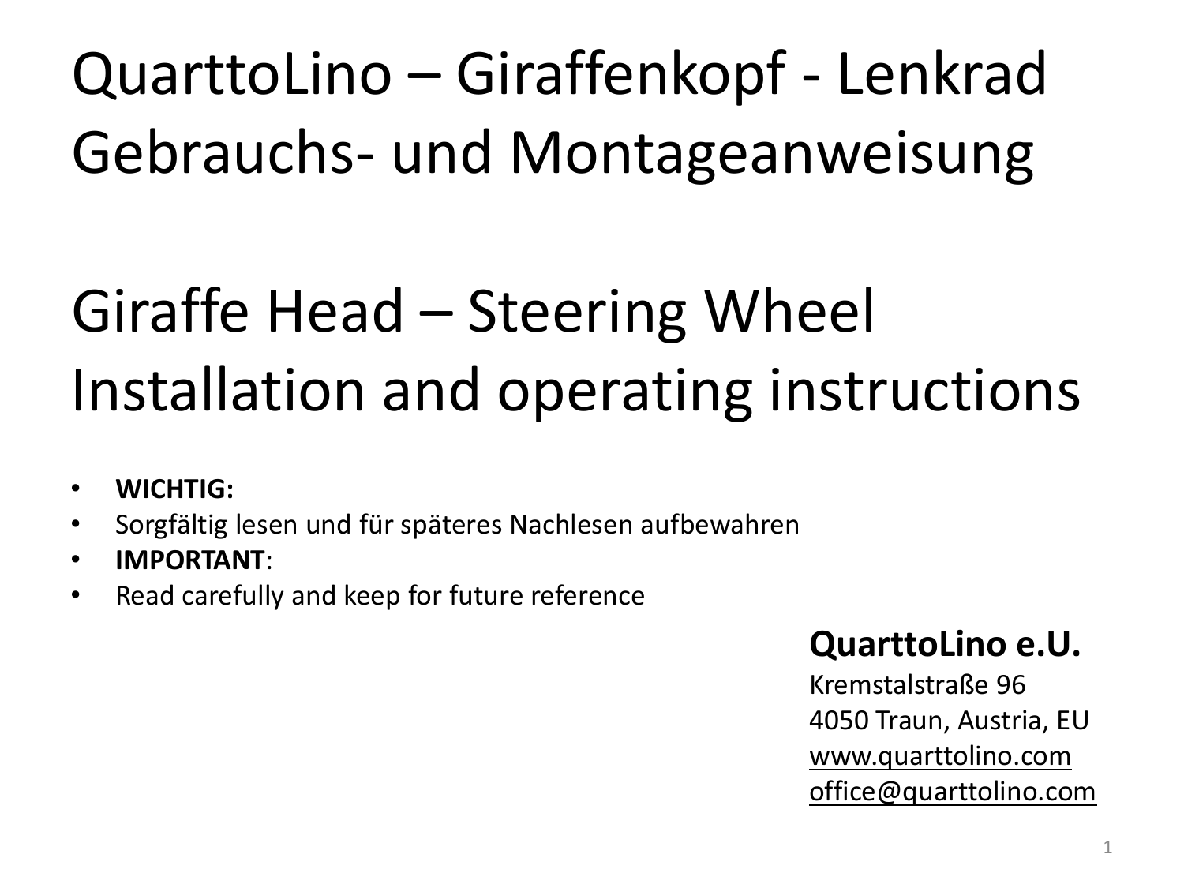# QuarttoLino – Giraffenkopf - Lenkrad
# Gebrauchs- und Montageanweisung

# Giraffe Head – Steering Wheel
# Installation and operating instructions

- **WICHTIG:**
- Sorgfältig lesen und für späteres Nachlesen aufbewahren
- **IMPORTANT**:
- Read carefully and keep for future reference

**QuarttoLino e.U.**
Kremstalstraße 96
4050 Traun, Austria, EU
www.quarttolino.com
office@quarttolino.com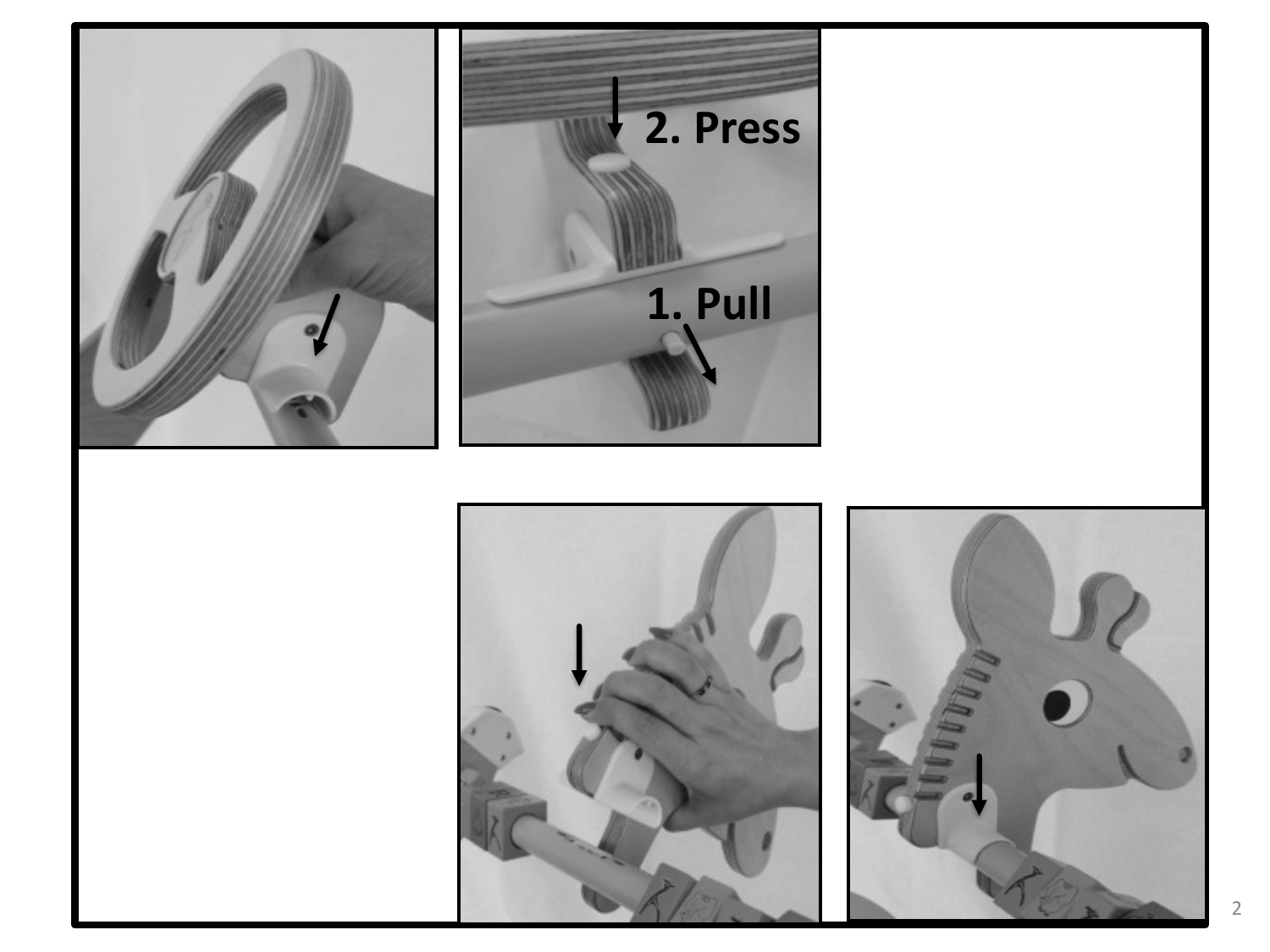2. Press

1. Pull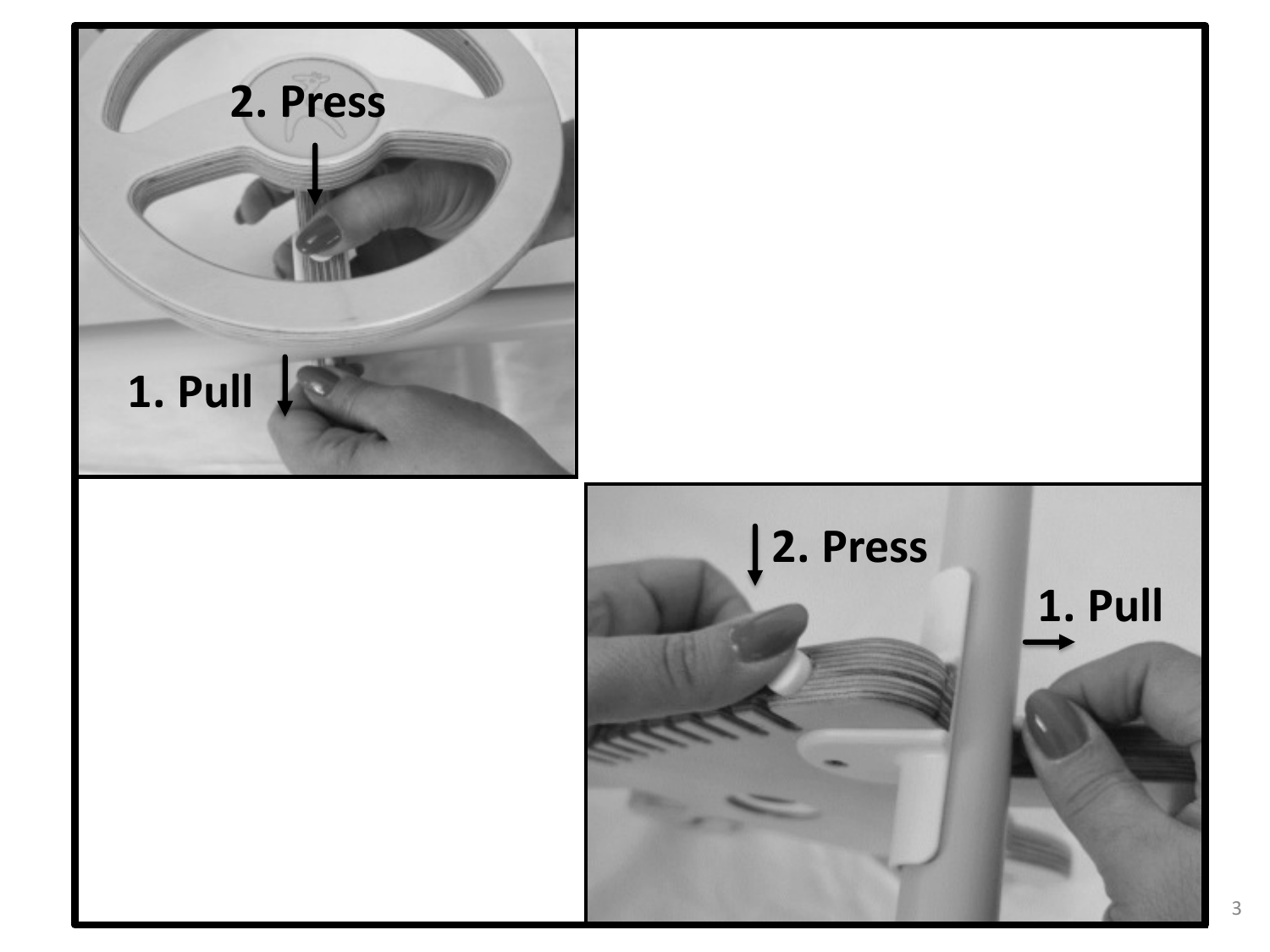2. Press

1. Pull

2. Press

1. Pull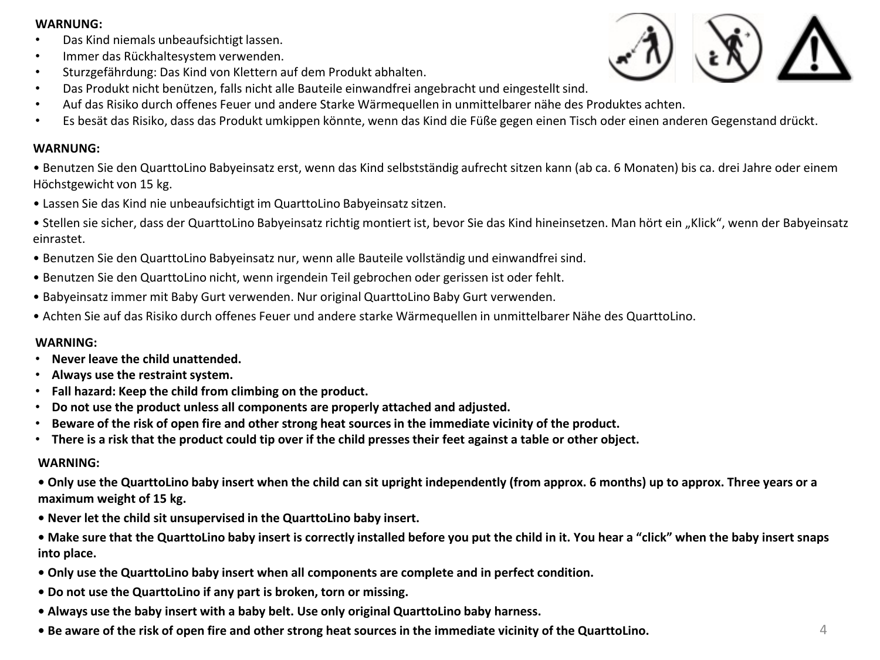**WARNUNG:**

- Das Kind niemals unbeaufsichtigt lassen.
- Immer das Rückhaltesystem verwenden.
- Sturzgefährdung: Das Kind von Klettern auf dem Produkt abhalten.
- Das Produkt nicht benützen, falls nicht alle Bauteile einwandfrei angebracht und eingestellt sind.
- Auf das Risiko durch offenes Feuer und andere Starke Wärmequellen in unmittelbarer nähe des Produktes achten.
- Es besät das Risiko, dass das Produkt umkippen könnte, wenn das Kind die Füße gegen einen Tisch oder einen anderen Gegenstand drückt.

**WARNUNG:**

• Benutzen Sie den QuarttoLino Babyeinsatz erst, wenn das Kind selbstständig aufrecht sitzen kann (ab ca. 6 Monaten) bis ca. drei Jahre oder einem Höchstgewicht von 15 kg.

• Lassen Sie das Kind nie unbeaufsichtigt im QuarttoLino Babyeinsatz sitzen.

• Stellen sie sicher, dass der QuarttoLino Babyeinsatz richtig montiert ist, bevor Sie das Kind hineinsetzen. Man hört ein „Klick", wenn der Babyeinsatz einrastet.

• Benutzen Sie den QuarttoLino Babyeinsatz nur, wenn alle Bauteile vollständig und einwandfrei sind.

• Benutzen Sie den QuarttoLino nicht, wenn irgendein Teil gebrochen oder gerissen ist oder fehlt.

• Babyeinsatz immer mit Baby Gurt verwenden. Nur original QuarttoLino Baby Gurt verwenden.

• Achten Sie auf das Risiko durch offenes Feuer und andere starke Wärmequellen in unmittelbarer Nähe des QuarttoLino.

**WARNING:**

- **Never leave the child unattended.**
- **Always use the restraint system.**
- **Fall hazard: Keep the child from climbing on the product.**
- **Do not use the product unless all components are properly attached and adjusted.**
- **Beware of the risk of open fire and other strong heat sources in the immediate vicinity of the product.**
- **There is a risk that the product could tip over if the child presses their feet against a table or other object.**

**WARNING:**

**• Only use the QuarttoLino baby insert when the child can sit upright independently (from approx. 6 months) up to approx. Three years or a maximum weight of 15 kg.**

**• Never let the child sit unsupervised in the QuarttoLino baby insert.**

**• Make sure that the QuarttoLino baby insert is correctly installed before you put the child in it. You hear a "click" when the baby insert snaps into place.**

**• Only use the QuarttoLino baby insert when all components are complete and in perfect condition.**

**• Do not use the QuarttoLino if any part is broken, torn or missing.**

**• Always use the baby insert with a baby belt. Use only original QuarttoLino baby harness.**

**• Be aware of the risk of open fire and other strong heat sources in the immediate vicinity of the QuarttoLino.**